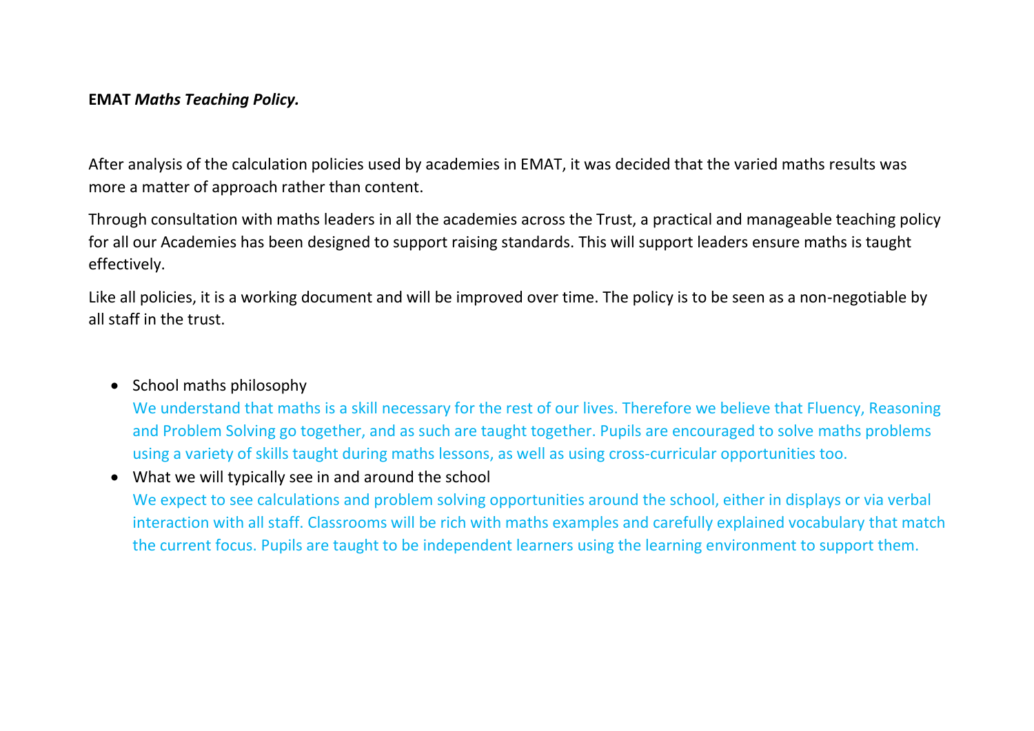**EMAT** ***Maths Teaching Policy.***

After analysis of the calculation policies used by academies in EMAT, it was decided that the varied maths results was more a matter of approach rather than content.

Through consultation with maths leaders in all the academies across the Trust, a practical and manageable teaching policy for all our Academies has been designed to support raising standards. This will support leaders ensure maths is taught effectively.

Like all policies, it is a working document and will be improved over time. The policy is to be seen as a non-negotiable by all staff in the trust.

- School maths philosophy
  We understand that maths is a skill necessary for the rest of our lives. Therefore we believe that Fluency, Reasoning and Problem Solving go together, and as such are taught together. Pupils are encouraged to solve maths problems using a variety of skills taught during maths lessons, as well as using cross-curricular opportunities too.
- What we will typically see in and around the school
  We expect to see calculations and problem solving opportunities around the school, either in displays or via verbal interaction with all staff. Classrooms will be rich with maths examples and carefully explained vocabulary that match the current focus. Pupils are taught to be independent learners using the learning environment to support them.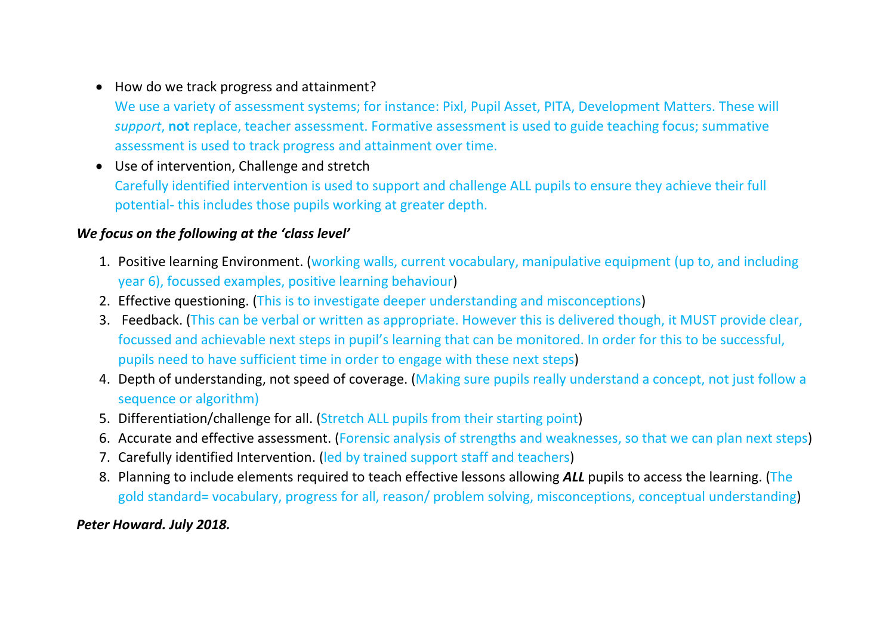- How do we track progress and attainment?
  We use a variety of assessment systems; for instance: Pixl, Pupil Asset, PITA, Development Matters. These will *support*, **not** replace, teacher assessment. Formative assessment is used to guide teaching focus; summative assessment is used to track progress and attainment over time.
- Use of intervention, Challenge and stretch
  Carefully identified intervention is used to support and challenge ALL pupils to ensure they achieve their full potential- this includes those pupils working at greater depth.

***We focus on the following at the 'class level'***

1. Positive learning Environment. (working walls, current vocabulary, manipulative equipment (up to, and including year 6), focussed examples, positive learning behaviour)
2. Effective questioning. (This is to investigate deeper understanding and misconceptions)
3. Feedback. (This can be verbal or written as appropriate. However this is delivered though, it MUST provide clear, focussed and achievable next steps in pupil's learning that can be monitored. In order for this to be successful, pupils need to have sufficient time in order to engage with these next steps)
4. Depth of understanding, not speed of coverage. (Making sure pupils really understand a concept, not just follow a sequence or algorithm)
5. Differentiation/challenge for all. (Stretch ALL pupils from their starting point)
6. Accurate and effective assessment. (Forensic analysis of strengths and weaknesses, so that we can plan next steps)
7. Carefully identified Intervention. (led by trained support staff and teachers)
8. Planning to include elements required to teach effective lessons allowing ***ALL*** pupils to access the learning. (The gold standard= vocabulary, progress for all, reason/ problem solving, misconceptions, conceptual understanding)

***Peter Howard. July 2018.***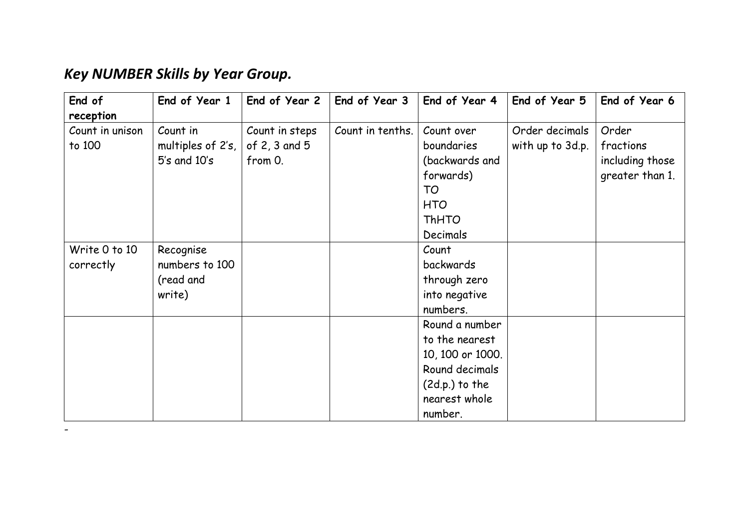## *Key NUMBER Skills by Year Group.*

| End of reception | End of Year 1 | End of Year 2 | End of Year 3 | End of Year 4 | End of Year 5 | End of Year 6 |
|---|---|---|---|---|---|---|
| Count in unison to 100 | Count in multiples of 2's, 5's and 10's | Count in steps of 2, 3 and 5 from 0. | Count in tenths. | Count over boundaries (backwards and forwards) TO HTO ThHTO Decimals | Order decimals with up to 3d.p. | Order fractions including those greater than 1. |
| Write 0 to 10 correctly | Recognise numbers to 100 (read and write) | | | Count backwards through zero into negative numbers. | | |
| | | | | Round a number to the nearest 10, 100 or 1000. Round decimals (2d.p.) to the nearest whole number. | | |

-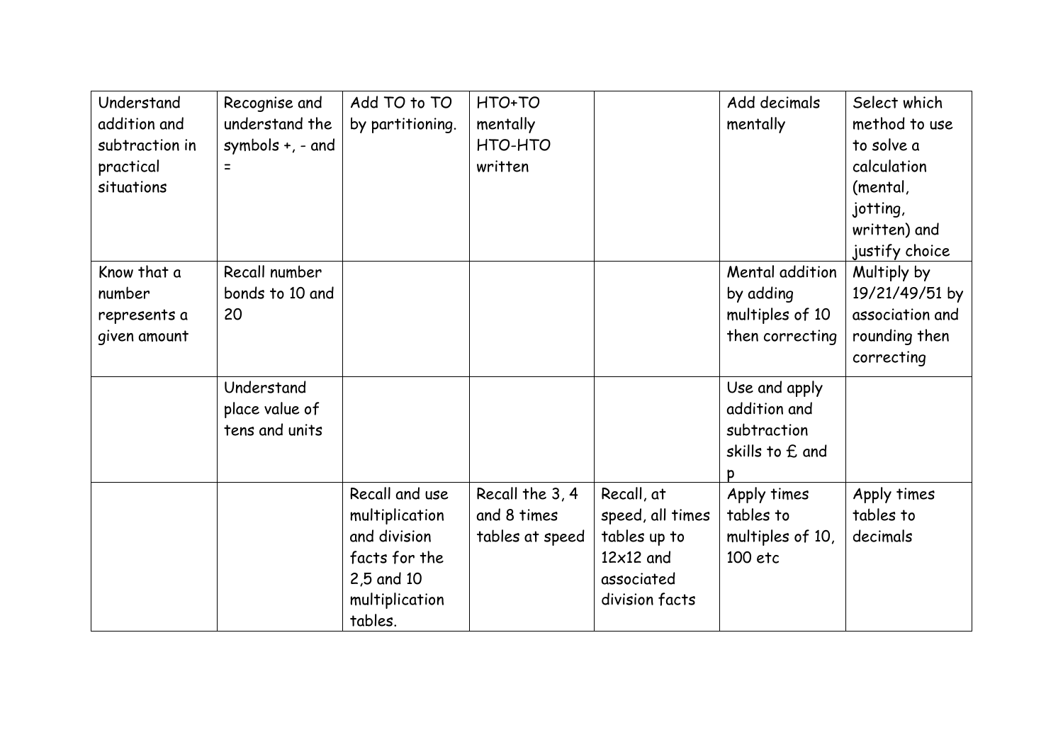| Understand addition and subtraction in practical situations | Recognise and understand the symbols +, - and = | Add TO to TO by partitioning. | HTO+TO mentally HTO-HTO written | | Add decimals mentally | Select which method to use to solve a calculation (mental, jotting, written) and justify choice |
|---|---|---|---|---|---|---|
| Know that a number represents a given amount | Recall number bonds to 10 and 20 | | | | Mental addition by adding multiples of 10 then correcting | Multiply by 19/21/49/51 by association and rounding then correcting |
| | Understand place value of tens and units | | | | Use and apply addition and subtraction skills to £ and p | |
| | | Recall and use multiplication and division facts for the 2,5 and 10 multiplication tables. | Recall the 3, 4 and 8 times tables at speed | Recall, at speed, all times tables up to 12x12 and associated division facts | Apply times tables to multiples of 10, 100 etc | Apply times tables to decimals |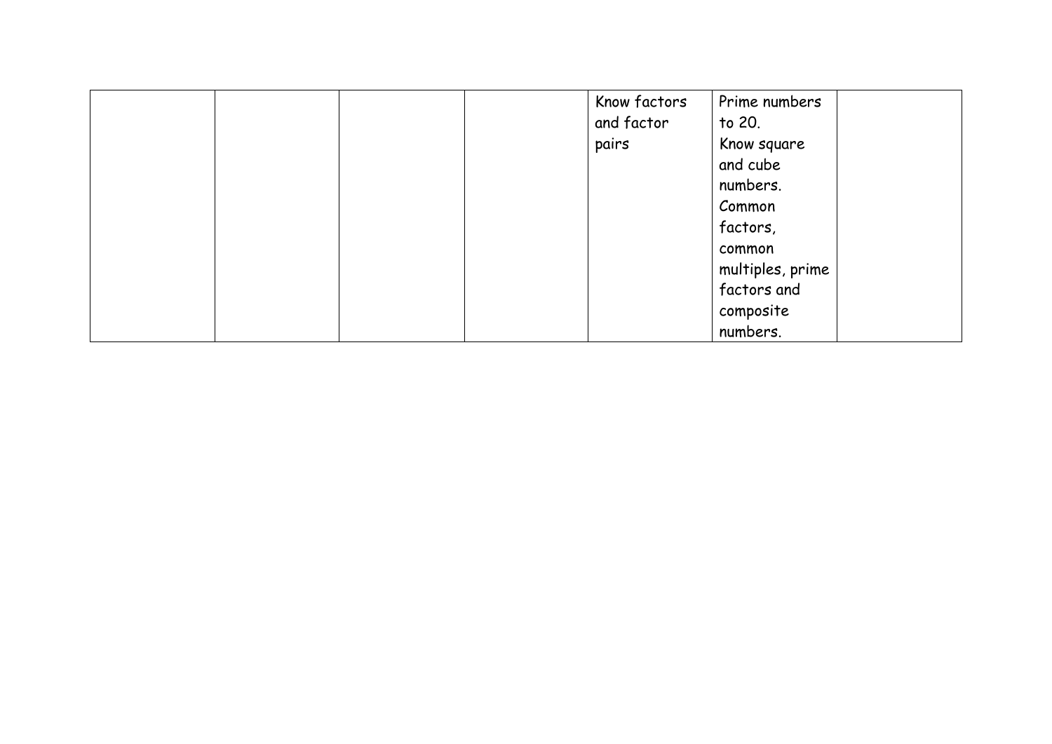|  |  |  |  |  |  |  |
|---|---|---|---|---|---|---|
|  |  |  |  | Know factors and factor pairs | Prime numbers to 20. Know square and cube numbers. Common factors, common multiples, prime factors and composite numbers. |  |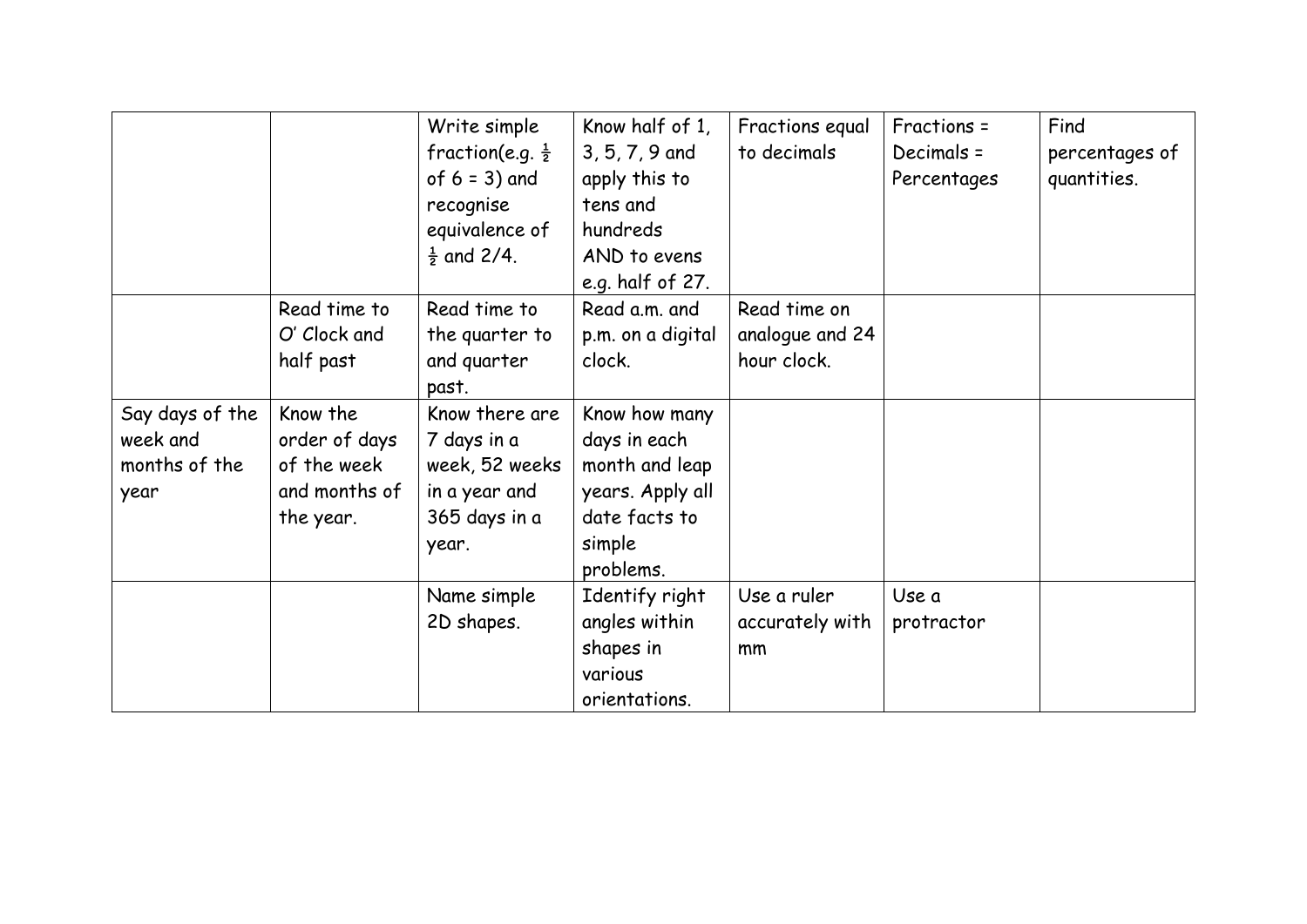| | | | | | | |
|---|---|---|---|---|---|---|
| | | Write simple fraction(e.g. ½ of 6 = 3) and recognise equivalence of ½ and 2/4. | Know half of 1, 3, 5, 7, 9 and apply this to tens and hundreds AND to evens e.g. half of 27. | Fractions equal to decimals | Fractions = Decimals = Percentages | Find percentages of quantities. |
| | Read time to O' Clock and half past | Read time to the quarter to and quarter past. | Read a.m. and p.m. on a digital clock. | Read time on analogue and 24 hour clock. | | |
| Say days of the week and months of the year | Know the order of days of the week and months of the year. | Know there are 7 days in a week, 52 weeks in a year and 365 days in a year. | Know how many days in each month and leap years. Apply all date facts to simple problems. | | | |
| | | Name simple 2D shapes. | Identify right angles within shapes in various orientations. | Use a ruler accurately with mm | Use a protractor | |